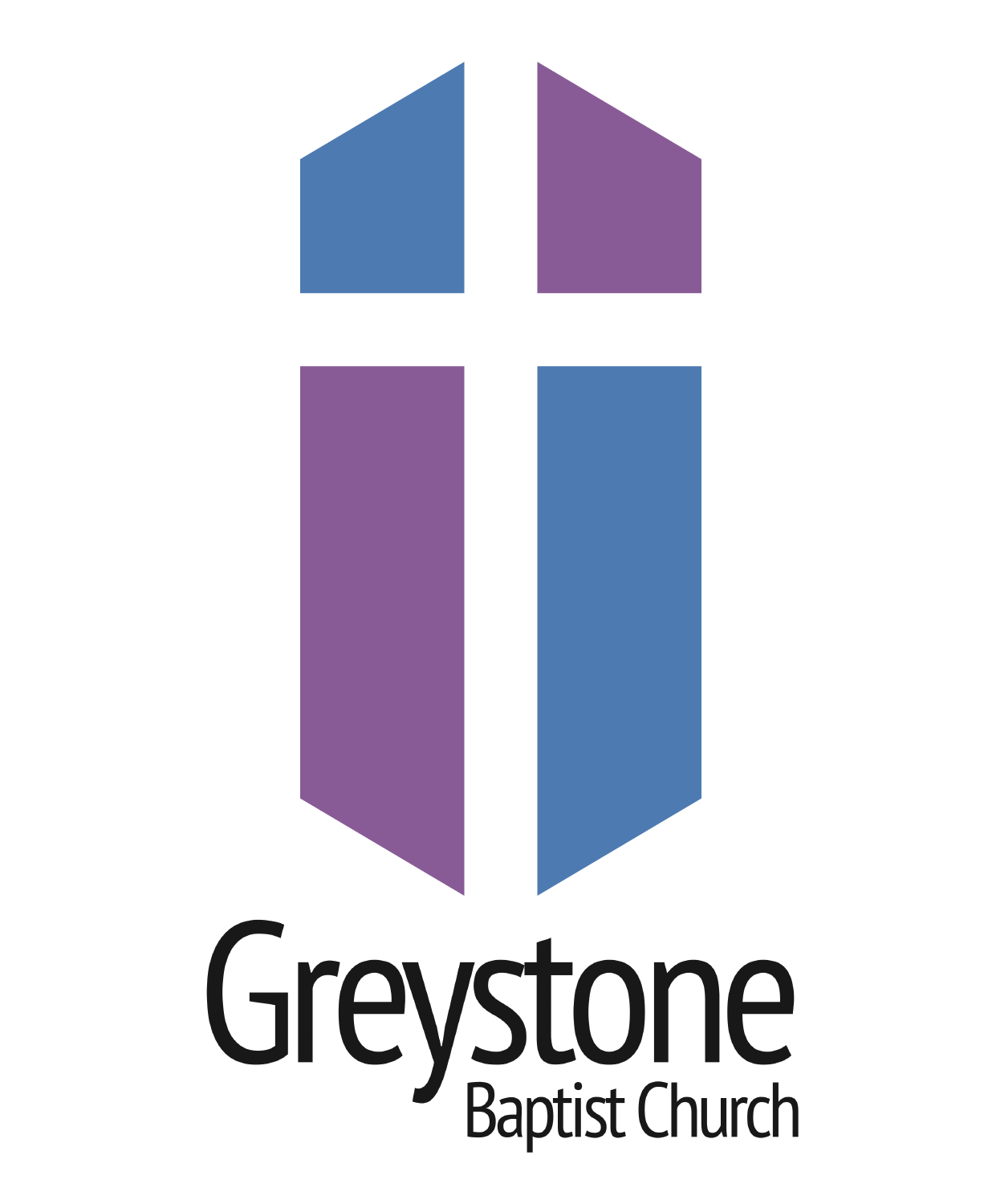# Greystone

Baptist Church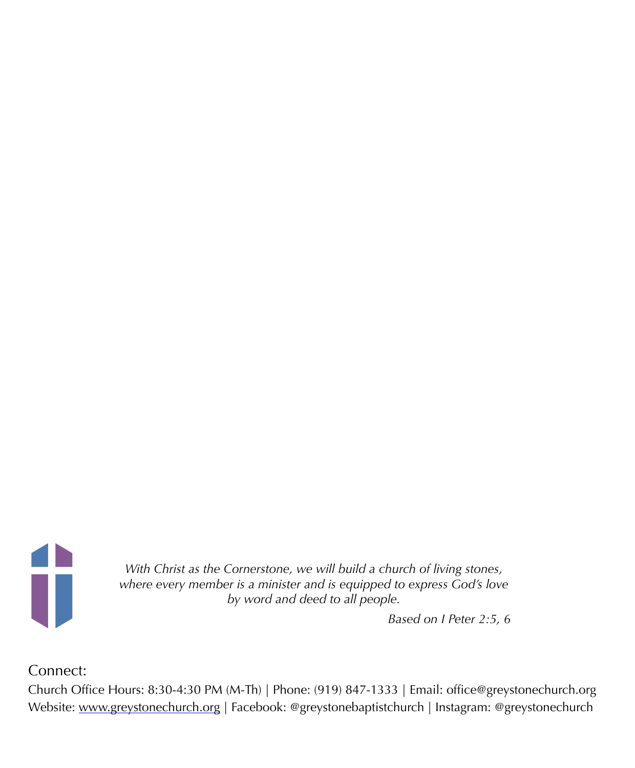*With Christ as the Cornerstone, we will build a church of living stones,*
*where every member is a minister and is equipped to express God's love*
*by word and deed to all people.*

*Based on I Peter 2:5, 6*

Connect:

Church Office Hours: 8:30-4:30 PM (M-Th) | Phone: (919) 847-1333 | Email: office@greystonechurch.org
Website: www.greystonechurch.org | Facebook: @greystonebaptistchurch | Instagram: @greystonechurch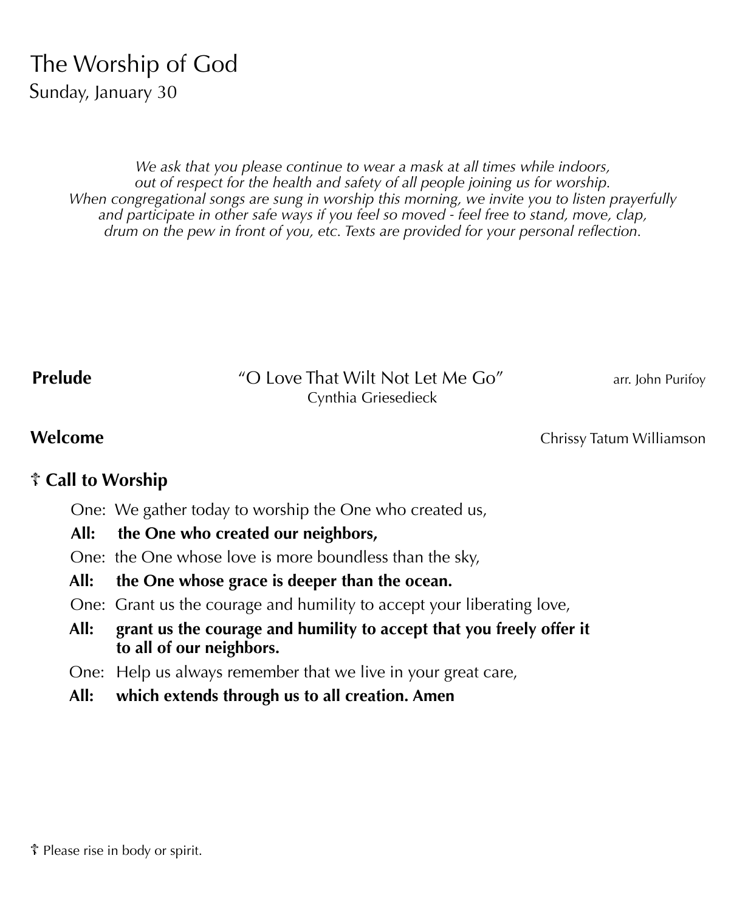# The Worship of God

Sunday, January 30

*We ask that you please continue to wear a mask at all times while indoors, out of respect for the health and safety of all people joining us for worship. When congregational songs are sung in worship this morning, we invite you to listen prayerfully and participate in other safe ways if you feel so moved - feel free to stand, move, clap, drum on the pew in front of you, etc. Texts are provided for your personal reflection.*

**Prelude** — "O Love That Wilt Not Let Me Go" — arr. John Purifoy
Cynthia Griesedieck

**Welcome** — Chrissy Tatum Williamson

**☨ Call to Worship**

One: We gather today to worship the One who created us,

**All: the One who created our neighbors,**

One: the One whose love is more boundless than the sky,

**All: the One whose grace is deeper than the ocean.**

One: Grant us the courage and humility to accept your liberating love,

**All: grant us the courage and humility to accept that you freely offer it to all of our neighbors.**

One: Help us always remember that we live in your great care,

**All: which extends through us to all creation. Amen**

☨ Please rise in body or spirit.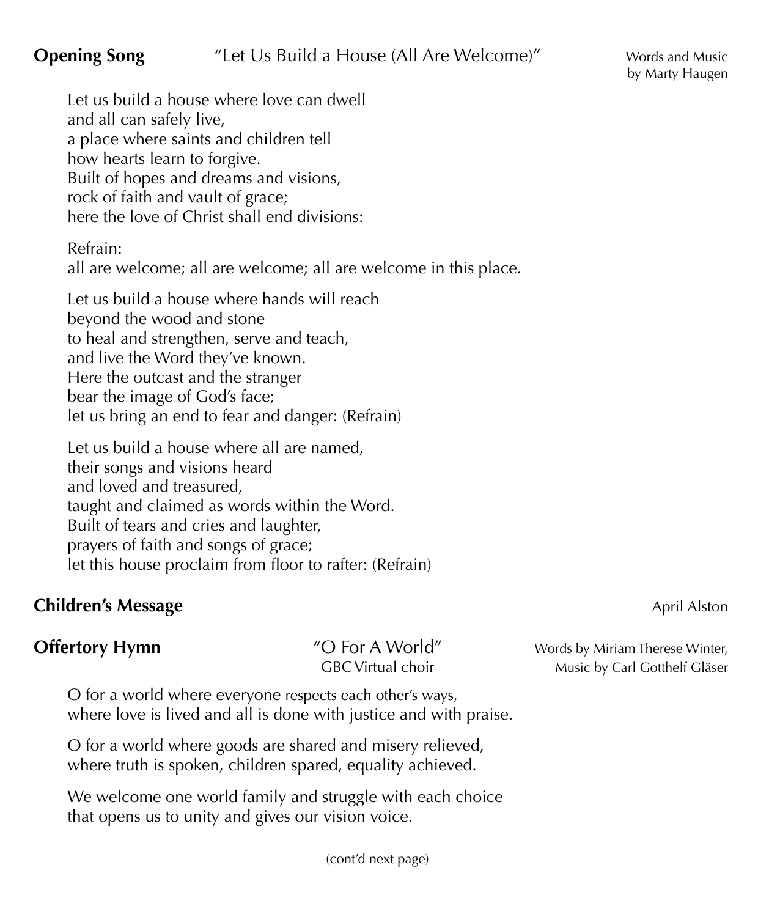**Opening Song** "Let Us Build a House (All Are Welcome)" Words and Music by Marty Haugen

Let us build a house where love can dwell
and all can safely live,
a place where saints and children tell
how hearts learn to forgive.
Built of hopes and dreams and visions,
rock of faith and vault of grace;
here the love of Christ shall end divisions:

Refrain:
all are welcome; all are welcome; all are welcome in this place.

Let us build a house where hands will reach
beyond the wood and stone
to heal and strengthen, serve and teach,
and live the Word they've known.
Here the outcast and the stranger
bear the image of God's face;
let us bring an end to fear and danger: (Refrain)

Let us build a house where all are named,
their songs and visions heard
and loved and treasured,
taught and claimed as words within the Word.
Built of tears and cries and laughter,
prayers of faith and songs of grace;
let this house proclaim from floor to rafter: (Refrain)

**Children's Message** April Alston

**Offertory Hymn** "O For A World" GBC Virtual choir — Words by Miriam Therese Winter, Music by Carl Gotthelf Gläser

O for a world where everyone respects each other's ways,
where love is lived and all is done with justice and with praise.

O for a world where goods are shared and misery relieved,
where truth is spoken, children spared, equality achieved.

We welcome one world family and struggle with each choice
that opens us to unity and gives our vision voice.

(cont'd next page)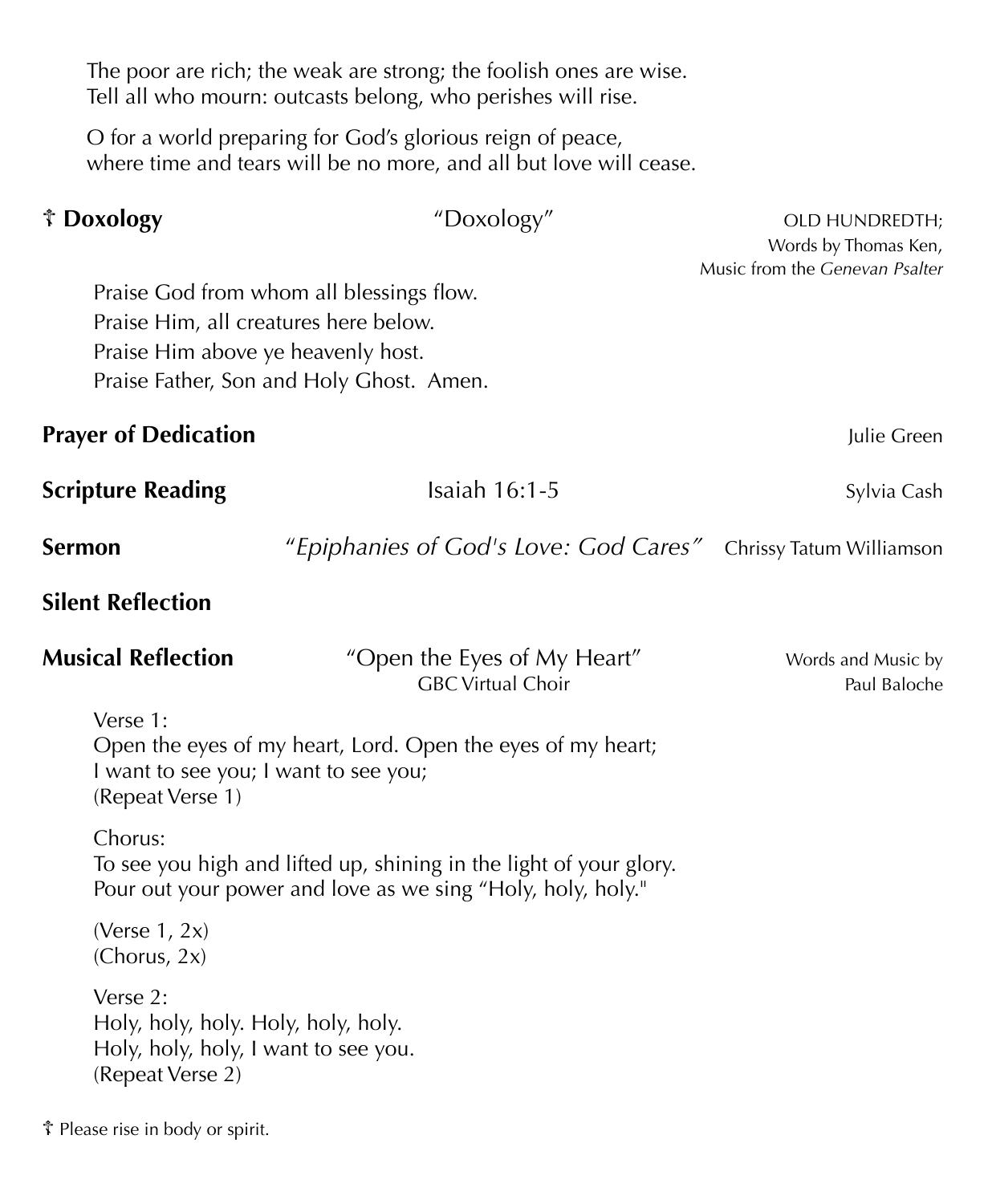The poor are rich; the weak are strong; the foolish ones are wise.
Tell all who mourn: outcasts belong, who perishes will rise.

O for a world preparing for God's glorious reign of peace,
where time and tears will be no more, and all but love will cease.

**☦ Doxology** "Doxology" OLD HUNDREDTH; Words by Thomas Ken, Music from the *Genevan Psalter*

Praise God from whom all blessings flow.
Praise Him, all creatures here below.
Praise Him above ye heavenly host.
Praise Father, Son and Holy Ghost. Amen.

**Prayer of Dedication** Julie Green

**Scripture Reading** Isaiah 16:1-5 Sylvia Cash

**Sermon** *"Epiphanies of God's Love: God Cares"* Chrissy Tatum Williamson

**Silent Reflection**

**Musical Reflection** "Open the Eyes of My Heart" GBC Virtual Choir — Words and Music by Paul Baloche

Verse 1:
Open the eyes of my heart, Lord. Open the eyes of my heart;
I want to see you; I want to see you;
(Repeat Verse 1)

Chorus:
To see you high and lifted up, shining in the light of your glory.
Pour out your power and love as we sing "Holy, holy, holy."

(Verse 1, 2x)
(Chorus, 2x)

Verse 2:
Holy, holy, holy. Holy, holy, holy.
Holy, holy, holy, I want to see you.
(Repeat Verse 2)

☦ Please rise in body or spirit.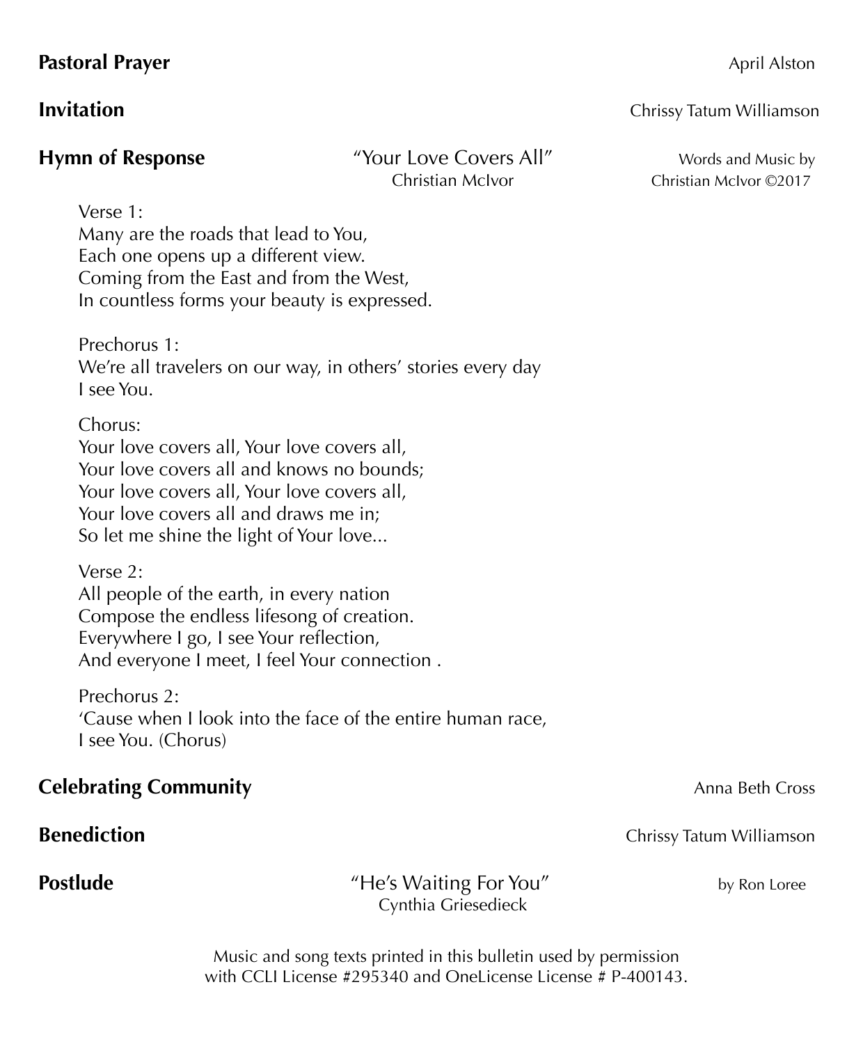**Pastoral Prayer** April Alston

**Invitation** Chrissy Tatum Williamson

**Hymn of Response** "Your Love Covers All" Words and Music by
Christian McIvor Christian McIvor ©2017

Verse 1:
Many are the roads that lead to You,
Each one opens up a different view.
Coming from the East and from the West,
In countless forms your beauty is expressed.

Prechorus 1:
We're all travelers on our way, in others' stories every day
I see You.

Chorus:
Your love covers all, Your love covers all,
Your love covers all and knows no bounds;
Your love covers all, Your love covers all,
Your love covers all and draws me in;
So let me shine the light of Your love...

Verse 2:
All people of the earth, in every nation
Compose the endless lifesong of creation.
Everywhere I go, I see Your reflection,
And everyone I meet, I feel Your connection .

Prechorus 2:
'Cause when I look into the face of the entire human race,
I see You. (Chorus)

**Celebrating Community** Anna Beth Cross

**Benediction** Chrissy Tatum Williamson

**Postlude** "He's Waiting For You" by Ron Loree
Cynthia Griesedieck

Music and song texts printed in this bulletin used by permission
with CCLI License #295340 and OneLicense License # P-400143.